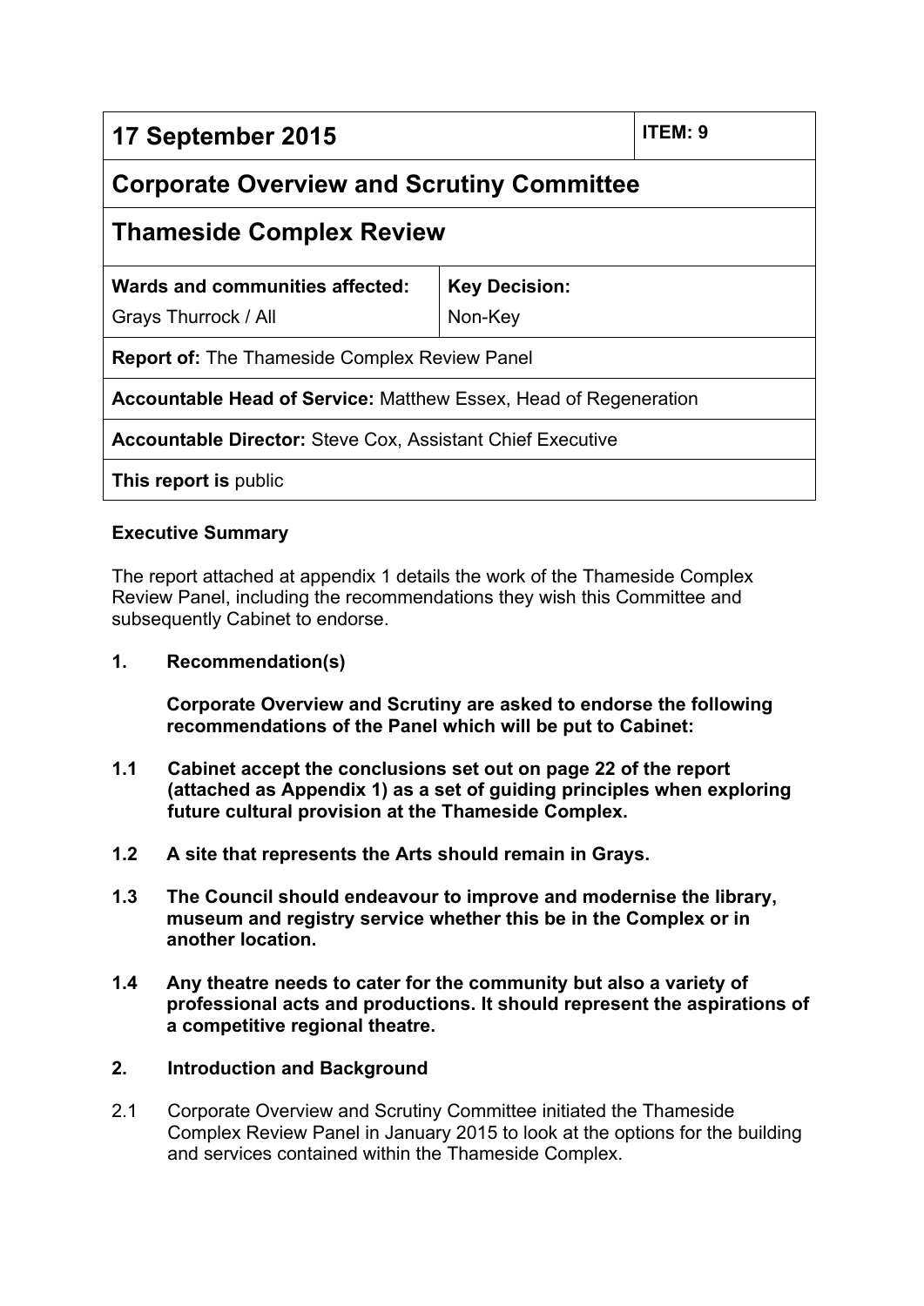| 17 September 2015 | | ITEM: 9 |
|---|---|---|
| **Corporate Overview and Scrutiny Committee** | | |
| **Thameside Complex Review** | | |
| **Wards and communities affected:** Grays Thurrock / All | **Key Decision:** Non-Key | |
| **Report of:** The Thameside Complex Review Panel | | |
| **Accountable Head of Service:** Matthew Essex, Head of Regeneration | | |
| **Accountable Director:** Steve Cox, Assistant Chief Executive | | |
| **This report is** public | | |

**Executive Summary**

The report attached at appendix 1 details the work of the Thameside Complex Review Panel, including the recommendations they wish this Committee and subsequently Cabinet to endorse.

## 1. Recommendation(s)

**Corporate Overview and Scrutiny are asked to endorse the following recommendations of the Panel which will be put to Cabinet:**

**1.1 Cabinet accept the conclusions set out on page 22 of the report (attached as Appendix 1) as a set of guiding principles when exploring future cultural provision at the Thameside Complex.**

**1.2 A site that represents the Arts should remain in Grays.**

**1.3 The Council should endeavour to improve and modernise the library, museum and registry service whether this be in the Complex or in another location.**

**1.4 Any theatre needs to cater for the community but also a variety of professional acts and productions. It should represent the aspirations of a competitive regional theatre.**

## 2. Introduction and Background

2.1 Corporate Overview and Scrutiny Committee initiated the Thameside Complex Review Panel in January 2015 to look at the options for the building and services contained within the Thameside Complex.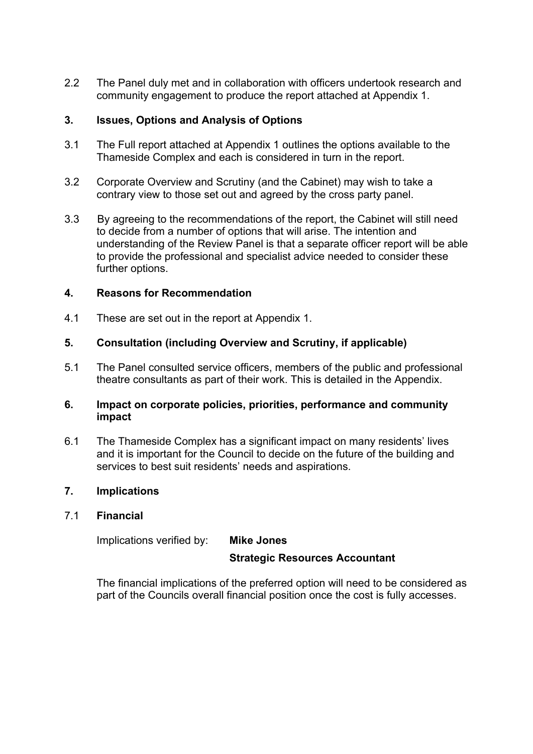2.2 The Panel duly met and in collaboration with officers undertook research and community engagement to produce the report attached at Appendix 1.

## 3. Issues, Options and Analysis of Options

3.1 The Full report attached at Appendix 1 outlines the options available to the Thameside Complex and each is considered in turn in the report.

3.2 Corporate Overview and Scrutiny (and the Cabinet) may wish to take a contrary view to those set out and agreed by the cross party panel.

3.3 By agreeing to the recommendations of the report, the Cabinet will still need to decide from a number of options that will arise. The intention and understanding of the Review Panel is that a separate officer report will be able to provide the professional and specialist advice needed to consider these further options.

## 4. Reasons for Recommendation

4.1 These are set out in the report at Appendix 1.

## 5. Consultation (including Overview and Scrutiny, if applicable)

5.1 The Panel consulted service officers, members of the public and professional theatre consultants as part of their work. This is detailed in the Appendix.

## 6. Impact on corporate policies, priorities, performance and community impact

6.1 The Thameside Complex has a significant impact on many residents' lives and it is important for the Council to decide on the future of the building and services to best suit residents' needs and aspirations.

## 7. Implications

### 7.1 Financial

Implications verified by: **Mike Jones**

**Strategic Resources Accountant**

The financial implications of the preferred option will need to be considered as part of the Councils overall financial position once the cost is fully accesses.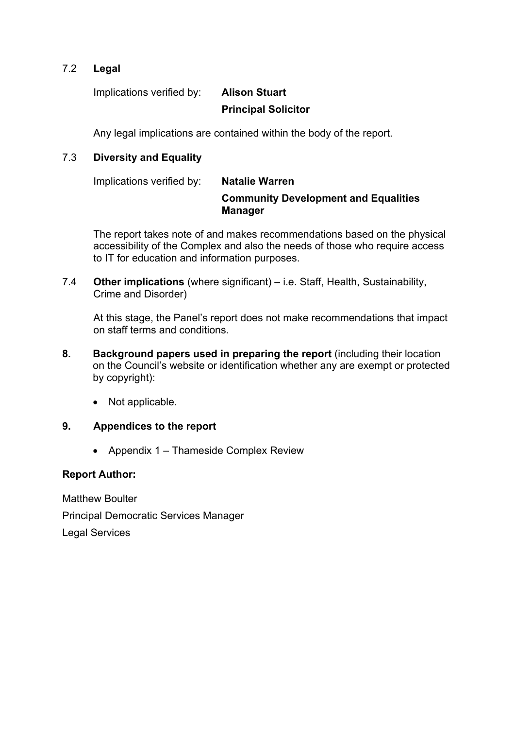7.2 **Legal**

Implications verified by: **Alison Stuart**
**Principal Solicitor**

Any legal implications are contained within the body of the report.

7.3 **Diversity and Equality**

Implications verified by: **Natalie Warren**
**Community Development and Equalities Manager**

The report takes note of and makes recommendations based on the physical accessibility of the Complex and also the needs of those who require access to IT for education and information purposes.

7.4 **Other implications** (where significant) – i.e. Staff, Health, Sustainability, Crime and Disorder)

At this stage, the Panel's report does not make recommendations that impact on staff terms and conditions.

**8. Background papers used in preparing the report** (including their location on the Council's website or identification whether any are exempt or protected by copyright):

- Not applicable.

**9. Appendices to the report**

- Appendix 1 – Thameside Complex Review

**Report Author:**

Matthew Boulter
Principal Democratic Services Manager
Legal Services